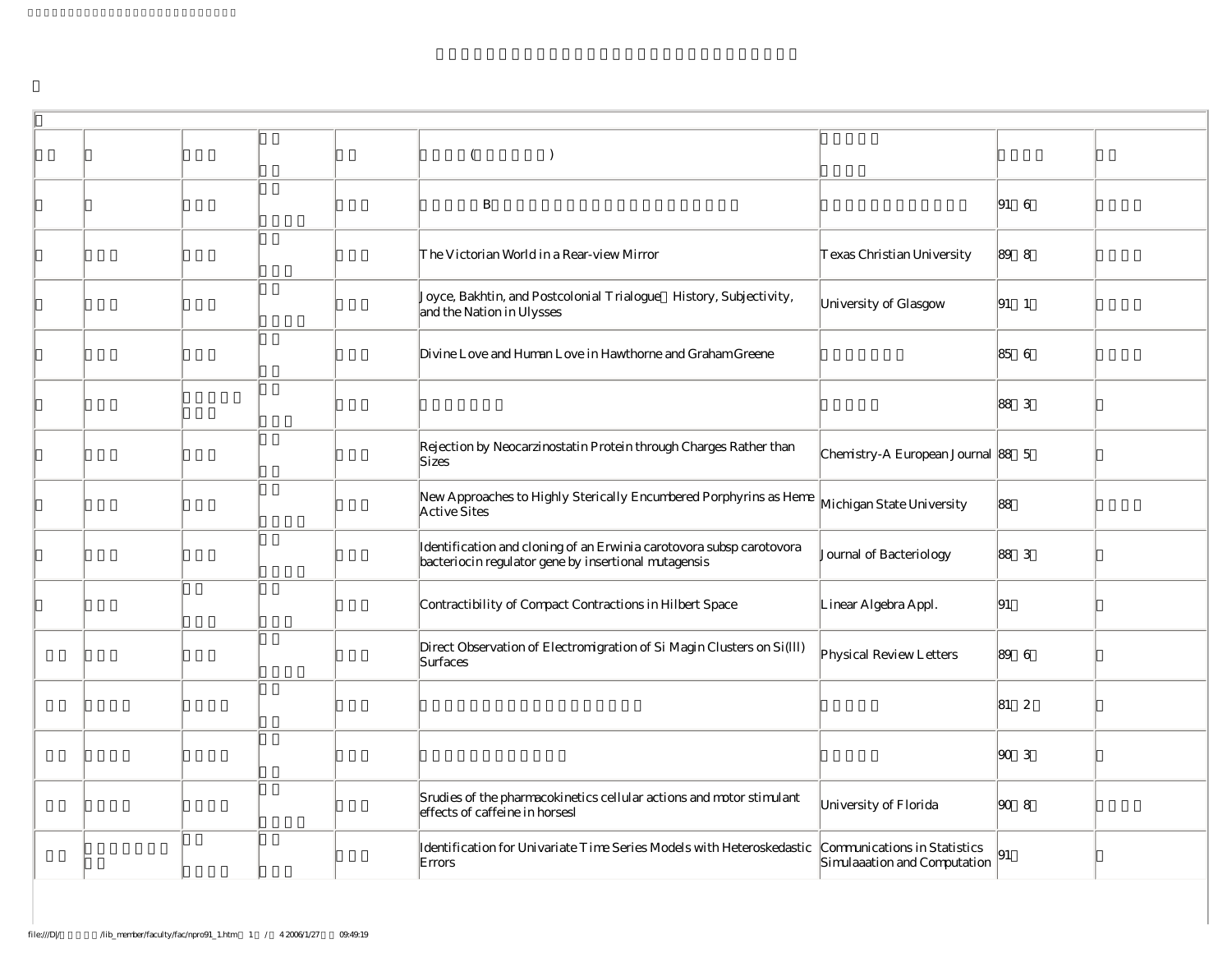| | | | | | ( ) | | | |
|---|---|---|---|---|---|---|---|---|
| | | | | | B | | 91 6 | |
| | | | | | The Victorian World in a Rear-view Mirror | Texas Christian University | 89 8 | |
| | | | | | Joyce, Bakhtin, and Postcolonial Trialogue History, Subjectivity, and the Nation in Ulysses | University of Glasgow | 91 1 | |
| | | | | | Divine Love and Human Love in Hawthorne and Graham Greene | | 85 6 | |
| | | | | | | | 88 3 | |
| | | | | | Rejection by Neocarzinostatin Protein through Charges Rather than Sizes | Chemistry-A European Journal | 88 5 | |
| | | | | | New Approaches to Highly Sterically Encumbered Porphyrins as Heme Active Sites | Michigan State University | 88 | |
| | | | | | Identification and cloning of an Erwinia carotovora subsp carotovora bacteriocin regulator gene by insertional mutagensis | Journal of Bacteriology | 88 3 | |
| | | | | | Contractibility of Compact Contractions in Hilbert Space | Linear Algebra Appl. | 91 | |
| | | | | | Direct Observation of Electromigration of Si Magin Clusters on Si(lll) Surfaces | Physical Review Letters | 89 6 | |
| | | | | | | | 81 2 | |
| | | | | | | | 90 3 | |
| | | | | | Srudies of the pharmacokinetics cellular actions and motor stimulant effects of caffeine in horsesl | University of Florida | 90 8 | |
| | | | | | Identification for Univariate Time Series Models with Heteroskedastic Errors | Communications in Statistics Simulaaation and Computation | 91 | |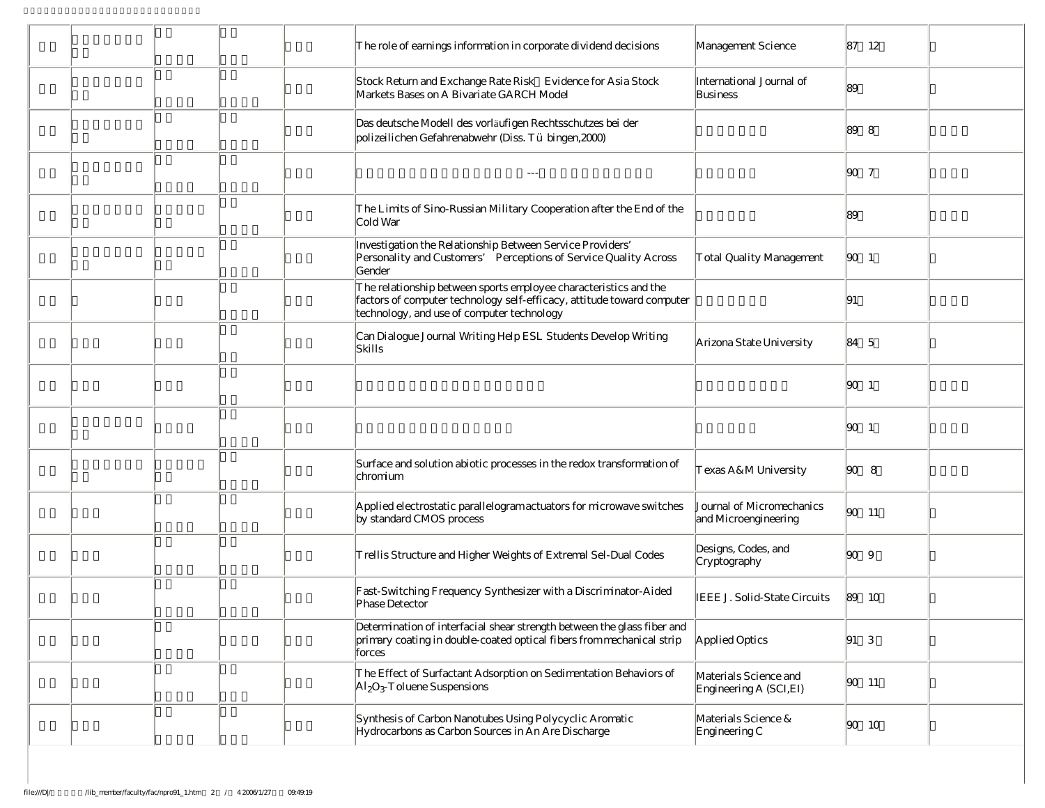| | | | | | | | | |
|---|---|---|---|---|---|---|---|---|
| | | | | | The role of earnings information in corporate dividend decisions | Management Science | 87 12 | |
| | | | | | Stock Return and Exchange Rate Risk Evidence for Asia Stock Markets Bases on A Bivariate GARCH Model | International Journal of Business | 89 | |
| | | | | | Das deutsche Modell des vorläufigen Rechtsschutzes bei der polizeilichen Gefahrenabwehr (Diss. Tübingen,2000) | | 89 8 | |
| | | | | | --- | | 90 7 | |
| | | | | | The Limits of Sino-Russian Military Cooperation after the End of the Cold War | | 89 | |
| | | | | | Investigation the Relationship Between Service Providers' Personality and Customers' Perceptions of Service Quality Across Gender | Total Quality Management | 90 1 | |
| | | | | | The relationship between sports employee characteristics and the factors of computer technology self-efficacy, attitude toward computer technology, and use of computer technology | | 91 | |
| | | | | | Can Dialogue Journal Writing Help ESL Students Develop Writing Skills | Arizona State University | 84 5 | |
| | | | | | | | 90 1 | |
| | | | | | | | 90 1 | |
| | | | | | Surface and solution abiotic processes in the redox transformation of chromium | Texas A&M University | 90 8 | |
| | | | | | Applied electrostatic parallelogram actuators for microwave switches by standard CMOS process | Journal of Micromechanics and Microengineering | 90 11 | |
| | | | | | Trellis Structure and Higher Weights of Extremal Sel-Dual Codes | Designs, Codes, and Cryptography | 90 9 | |
| | | | | | Fast-Switching Frequency Synthesizer with a Discriminator-Aided Phase Detector | IEEE J. Solid-State Circuits | 89 10 | |
| | | | | | Determination of interfacial shear strength between the glass fiber and primary coating in double-coated optical fibers from mechanical strip forces | Applied Optics | 91 3 | |
| | | | | | The Effect of Surfactant Adsorption on Sedimentation Behaviors of $Al_2O_3$-Toluene Suspensions | Materials Science and Engineering A (SCI,EI) | 90 11 | |
| | | | | | Synthesis of Carbon Nanotubes Using Polycyclic Aromatic Hydrocarbons as Carbon Sources in An Are Discharge | Materials Science & Engineering C | 90 10 | |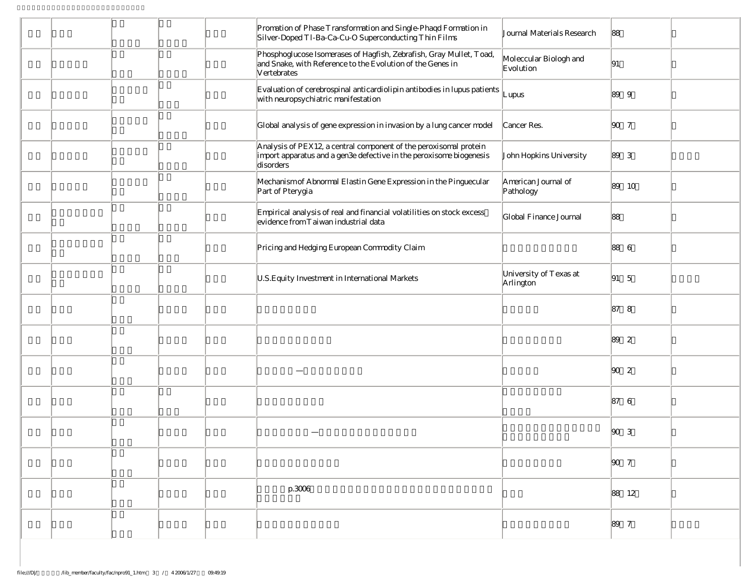| | | | | | | | | |
|---|---|---|---|---|---|---|---|---|
| | | | | | Promation of Phase Transformation and Single-Phaqd Formation in Silver-Doped Tl-Ba-Ca-Cu-O Superconducting Thin Films | Journal Materials Research | 88 | |
| | | | | | Phosphoglucose Isomerases of Hagfish, Zebrafish, Gray Mullet, Toad, and Snake, with Reference to the Evolution of the Genes in Vertebrates | Moleccular Biologh and Evolution | 91 | |
| | | | | | Evaluation of cerebrospinal anticardiolipin antibodies in lupus patients with neuropsychiatric manifestation | Lupus | 89 9 | |
| | | | | | Global analysis of gene expression in invasion by a lung cancer model | Cancer Res. | 90 7 | |
| | | | | | Analysis of PEX12, a central component of the peroxisomal protein import apparatus and a gen3e defective in the peroxisome biogenesis disorders | John Hopkins University | 89 3 | |
| | | | | | Mechanismof Abnormal Elastin Gene Expression in the Pinguecular Part of Pterygia | American Journal of Pathology | 89 10 | |
| | | | | | Empirical analysis of real and financial volatilities on stock excess evidence from Taiwan industrial data | Global Finance Journal | 88 | |
| | | | | | Pricing and Hedging European Commodity Claim | | 88 6 | |
| | | | | | U.S.Equity Investment in International Markets | University of Texas at Arlington | 91 5 | |
| | | | | | | | 87 8 | |
| | | | | | | | 89 2 | |
| | | | | | — | | 90 2 | |
| | | | | | | | 87 6 | |
| | | | | | — | | 90 3 | |
| | | | | | | | 90 7 | |
| | | | | | p.3006 | | 88 12 | |
| | | | | | | | 89 7 | |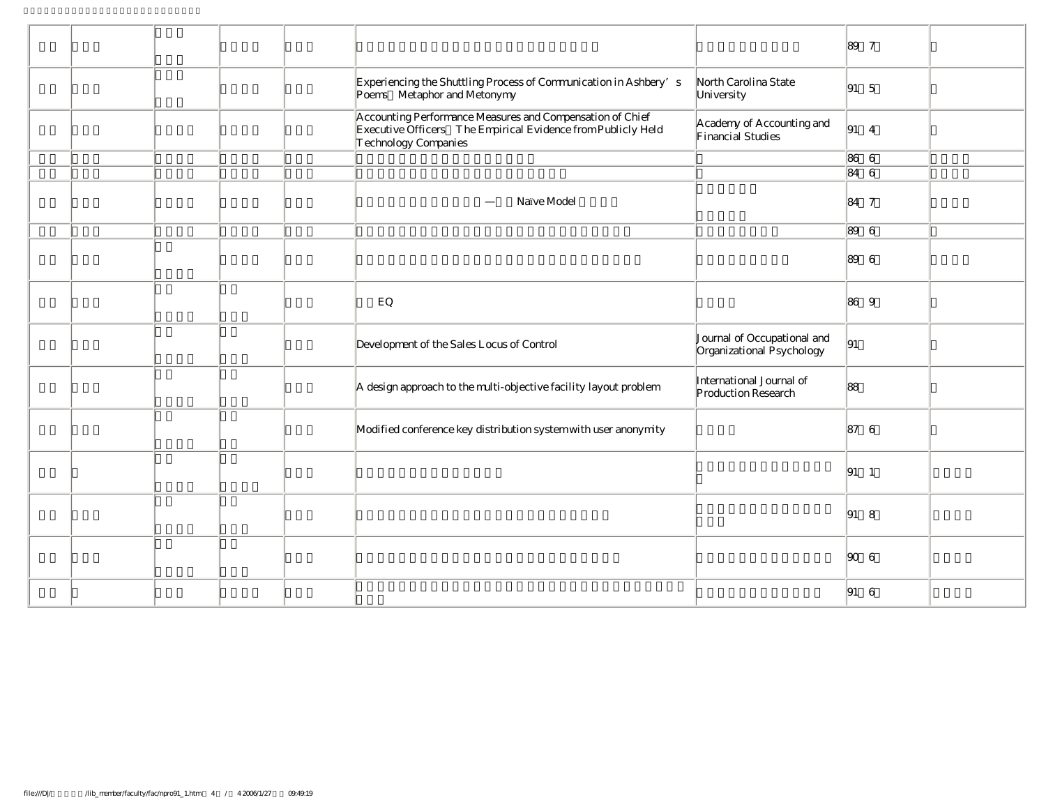| | | | | | | | | |
|---|---|---|---|---|---|---|---|---|
| | | | | | | | 89 7 | |
| | | | | | Experiencing the Shuttling Process of Communication in Ashbery's Poems Metaphor and Metonymy | North Carolina State University | 91 5 | |
| | | | | | Accounting Performance Measures and Compensation of Chief Executive Officers The Empirical Evidence from Publicly Held Technology Companies | Academy of Accounting and Financial Studies | 91 4 | |
| | | | | | | | 86 6 | |
| | | | | | | | 84 6 | |
| | | | | | — Naïve Model | | 84 7 | |
| | | | | | | | 89 6 | |
| | | | | | | | 89 6 | |
| | | | | | EQ | | 86 9 | |
| | | | | | Development of the Sales Locus of Control | Journal of Occupational and Organizational Psychology | 91 | |
| | | | | | A design approach to the multi-objective facility layout problem | International Journal of Production Research | 88 | |
| | | | | | Modified conference key distribution system with user anonymity | | 87 6 | |
| | | | | | | | 91 1 | |
| | | | | | | | 91 8 | |
| | | | | | | | 90 6 | |
| | | | | | | | 91 6 | |